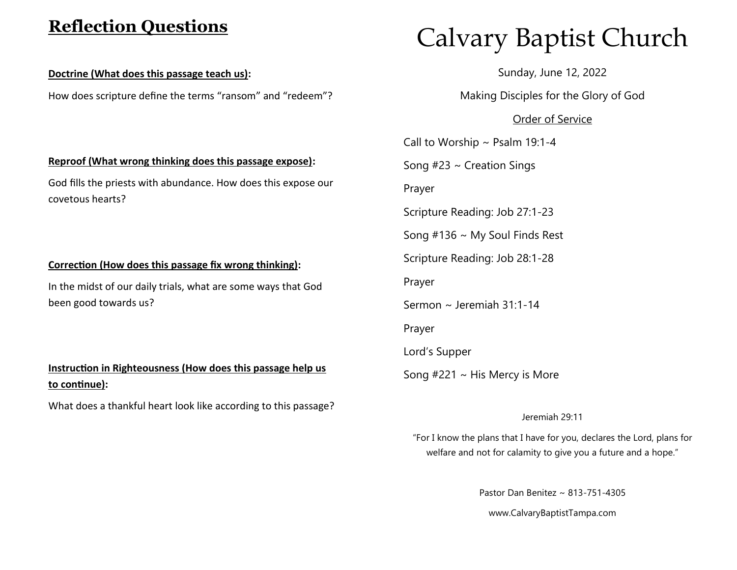## Reflection Questions

**Doctrine (What does this passage teach us):**

How does scripture define the terms "ransom" and "redeem"?

**Reproof (What wrong thinking does this passage expose):**

God fills the priests with abundance. How does this expose our covetous hearts?

**Correction (How does this passage fix wrong thinking):**

In the midst of our daily trials, what are some ways that God been good towards us?

**Instruction in Righteousness (How does this passage help us to continue):**

What does a thankful heart look like according to this passage?

# Calvary Baptist Church

Sunday, June 12, 2022

Making Disciples for the Glory of God

Order of Service

Call to Worship ~ Psalm 19:1-4

Song #23 ~ Creation Sings

Prayer

Scripture Reading: Job 27:1-23

Song #136 ~ My Soul Finds Rest

Scripture Reading: Job 28:1-28

Prayer

Sermon ~ Jeremiah 31:1-14

Prayer

Lord's Supper

Song #221 ~ His Mercy is More

Jeremiah 29:11

"For I know the plans that I have for you, declares the Lord, plans for welfare and not for calamity to give you a future and a hope."

Pastor Dan Benitez ~ 813-751-4305

www.CalvaryBaptistTampa.com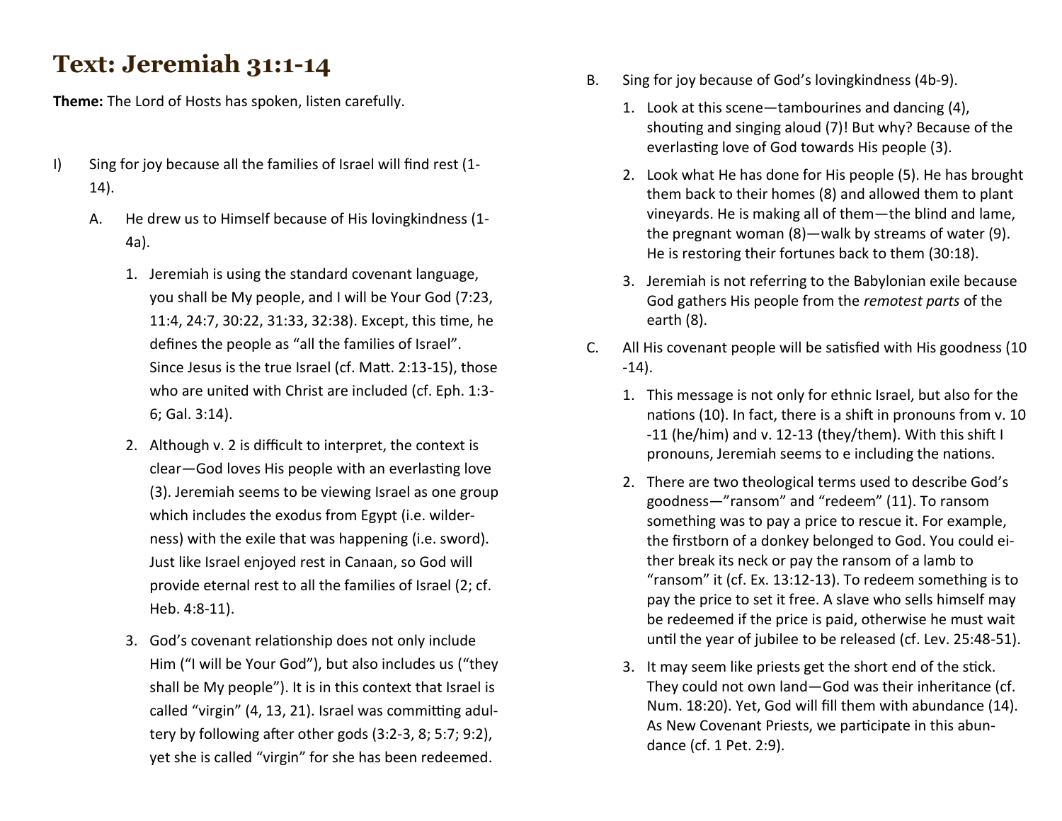# Text: Jeremiah 31:1-14

**Theme:** The Lord of Hosts has spoken, listen carefully.

I) Sing for joy because all the families of Israel will find rest (1-14).

   A. He drew us to Himself because of His lovingkindness (1-4a).

      1. Jeremiah is using the standard covenant language, you shall be My people, and I will be Your God (7:23, 11:4, 24:7, 30:22, 31:33, 32:38). Except, this time, he defines the people as "all the families of Israel". Since Jesus is the true Israel (cf. Matt. 2:13-15), those who are united with Christ are included (cf. Eph. 1:3-6; Gal. 3:14).

      2. Although v. 2 is difficult to interpret, the context is clear—God loves His people with an everlasting love (3). Jeremiah seems to be viewing Israel as one group which includes the exodus from Egypt (i.e. wilderness) with the exile that was happening (i.e. sword). Just like Israel enjoyed rest in Canaan, so God will provide eternal rest to all the families of Israel (2; cf. Heb. 4:8-11).

      3. God's covenant relationship does not only include Him ("I will be Your God"), but also includes us ("they shall be My people"). It is in this context that Israel is called "virgin" (4, 13, 21). Israel was committing adultery by following after other gods (3:2-3, 8; 5:7; 9:2), yet she is called "virgin" for she has been redeemed.

   B. Sing for joy because of God's lovingkindness (4b-9).

      1. Look at this scene—tambourines and dancing (4), shouting and singing aloud (7)! But why? Because of the everlasting love of God towards His people (3).

      2. Look what He has done for His people (5). He has brought them back to their homes (8) and allowed them to plant vineyards. He is making all of them—the blind and lame, the pregnant woman (8)—walk by streams of water (9). He is restoring their fortunes back to them (30:18).

      3. Jeremiah is not referring to the Babylonian exile because God gathers His people from the *remotest parts* of the earth (8).

   C. All His covenant people will be satisfied with His goodness (10-14).

      1. This message is not only for ethnic Israel, but also for the nations (10). In fact, there is a shift in pronouns from v. 10-11 (he/him) and v. 12-13 (they/them). With this shift I pronouns, Jeremiah seems to e including the nations.

      2. There are two theological terms used to describe God's goodness—"ransom" and "redeem" (11). To ransom something was to pay a price to rescue it. For example, the firstborn of a donkey belonged to God. You could either break its neck or pay the ransom of a lamb to "ransom" it (cf. Ex. 13:12-13). To redeem something is to pay the price to set it free. A slave who sells himself may be redeemed if the price is paid, otherwise he must wait until the year of jubilee to be released (cf. Lev. 25:48-51).

      3. It may seem like priests get the short end of the stick. They could not own land—God was their inheritance (cf. Num. 18:20). Yet, God will fill them with abundance (14). As New Covenant Priests, we participate in this abundance (cf. 1 Pet. 2:9).